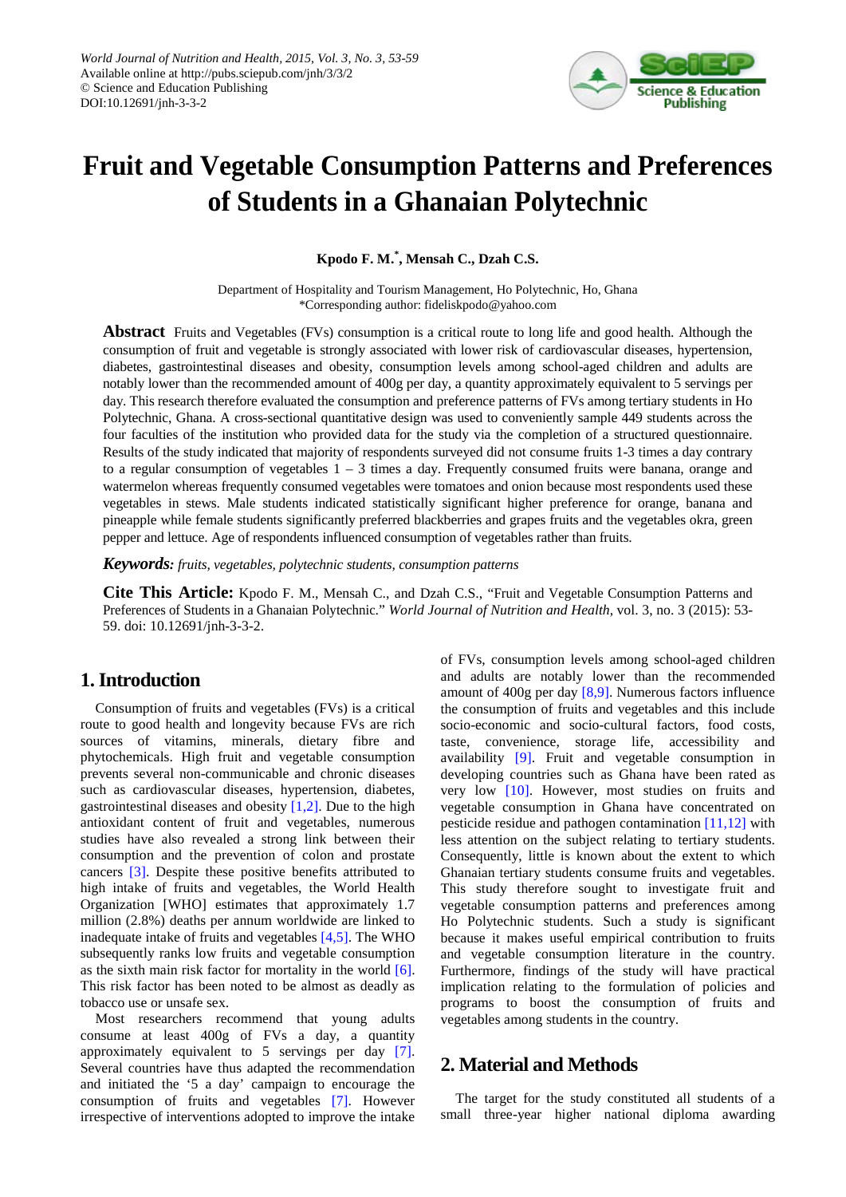# Fruit and Vegetable Consumption Patterns and Preferences of Students in a Ghanaian Polytechnic

**Kpodo F. M.[*], Mensah C., Dzah C.S.**

Department of Hospitality and Tourism Management, Ho Polytechnic, Ho, Ghana
*Corresponding author: fideliskpodo@yahoo.com

**Abstract** Fruits and Vegetables (FVs) consumption is a critical route to long life and good health. Although the consumption of fruit and vegetable is strongly associated with lower risk of cardiovascular diseases, hypertension, diabetes, gastrointestinal diseases and obesity, consumption levels among school-aged children and adults are notably lower than the recommended amount of 400g per day, a quantity approximately equivalent to 5 servings per day. This research therefore evaluated the consumption and preference patterns of FVs among tertiary students in Ho Polytechnic, Ghana. A cross-sectional quantitative design was used to conveniently sample 449 students across the four faculties of the institution who provided data for the study via the completion of a structured questionnaire. Results of the study indicated that majority of respondents surveyed did not consume fruits 1-3 times a day contrary to a regular consumption of vegetables 1 – 3 times a day. Frequently consumed fruits were banana, orange and watermelon whereas frequently consumed vegetables were tomatoes and onion because most respondents used these vegetables in stews. Male students indicated statistically significant higher preference for orange, banana and pineapple while female students significantly preferred blackberries and grapes fruits and the vegetables okra, green pepper and lettuce. Age of respondents influenced consumption of vegetables rather than fruits.

***Keywords:*** *fruits, vegetables, polytechnic students, consumption patterns*

**Cite This Article:** Kpodo F. M., Mensah C., and Dzah C.S., "Fruit and Vegetable Consumption Patterns and Preferences of Students in a Ghanaian Polytechnic." *World Journal of Nutrition and Health*, vol. 3, no. 3 (2015): 53-59. doi: 10.12691/jnh-3-3-2.

## 1. Introduction

Consumption of fruits and vegetables (FVs) is a critical route to good health and longevity because FVs are rich sources of vitamins, minerals, dietary fibre and phytochemicals. High fruit and vegetable consumption prevents several non-communicable and chronic diseases such as cardiovascular diseases, hypertension, diabetes, gastrointestinal diseases and obesity [1,2]. Due to the high antioxidant content of fruit and vegetables, numerous studies have also revealed a strong link between their consumption and the prevention of colon and prostate cancers [3]. Despite these positive benefits attributed to high intake of fruits and vegetables, the World Health Organization [WHO] estimates that approximately 1.7 million (2.8%) deaths per annum worldwide are linked to inadequate intake of fruits and vegetables [4,5]. The WHO subsequently ranks low fruits and vegetable consumption as the sixth main risk factor for mortality in the world [6]. This risk factor has been noted to be almost as deadly as tobacco use or unsafe sex.

Most researchers recommend that young adults consume at least 400g of FVs a day, a quantity approximately equivalent to 5 servings per day [7]. Several countries have thus adapted the recommendation and initiated the '5 a day' campaign to encourage the consumption of fruits and vegetables [7]. However irrespective of interventions adopted to improve the intake of FVs, consumption levels among school-aged children and adults are notably lower than the recommended amount of 400g per day [8,9]. Numerous factors influence the consumption of fruits and vegetables and this include socio-economic and socio-cultural factors, food costs, taste, convenience, storage life, accessibility and availability [9]. Fruit and vegetable consumption in developing countries such as Ghana have been rated as very low [10]. However, most studies on fruits and vegetable consumption in Ghana have concentrated on pesticide residue and pathogen contamination [11,12] with less attention on the subject relating to tertiary students. Consequently, little is known about the extent to which Ghanaian tertiary students consume fruits and vegetables. This study therefore sought to investigate fruit and vegetable consumption patterns and preferences among Ho Polytechnic students. Such a study is significant because it makes useful empirical contribution to fruits and vegetable consumption literature in the country. Furthermore, findings of the study will have practical implication relating to the formulation of policies and programs to boost the consumption of fruits and vegetables among students in the country.

## 2. Material and Methods

The target for the study constituted all students of a small three-year higher national diploma awarding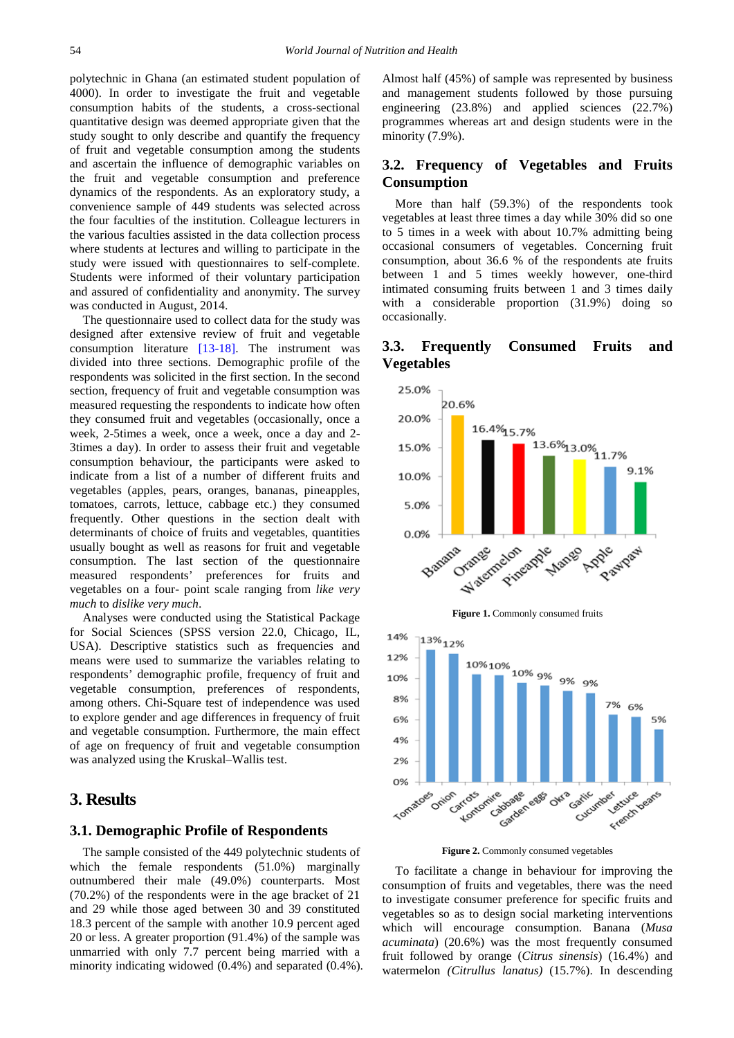polytechnic in Ghana (an estimated student population of 4000). In order to investigate the fruit and vegetable consumption habits of the students, a cross-sectional quantitative design was deemed appropriate given that the study sought to only describe and quantify the frequency of fruit and vegetable consumption among the students and ascertain the influence of demographic variables on the fruit and vegetable consumption and preference dynamics of the respondents. As an exploratory study, a convenience sample of 449 students was selected across the four faculties of the institution. Colleague lecturers in the various faculties assisted in the data collection process where students at lectures and willing to participate in the study were issued with questionnaires to self-complete. Students were informed of their voluntary participation and assured of confidentiality and anonymity. The survey was conducted in August, 2014.

The questionnaire used to collect data for the study was designed after extensive review of fruit and vegetable consumption literature [13-18]. The instrument was divided into three sections. Demographic profile of the respondents was solicited in the first section. In the second section, frequency of fruit and vegetable consumption was measured requesting the respondents to indicate how often they consumed fruit and vegetables (occasionally, once a week, 2-5times a week, once a week, once a day and 2-3times a day). In order to assess their fruit and vegetable consumption behaviour, the participants were asked to indicate from a list of a number of different fruits and vegetables (apples, pears, oranges, bananas, pineapples, tomatoes, carrots, lettuce, cabbage etc.) they consumed frequently. Other questions in the section dealt with determinants of choice of fruits and vegetables, quantities usually bought as well as reasons for fruit and vegetable consumption. The last section of the questionnaire measured respondents' preferences for fruits and vegetables on a four- point scale ranging from *like very much* to *dislike very much*.

Analyses were conducted using the Statistical Package for Social Sciences (SPSS version 22.0, Chicago, IL, USA). Descriptive statistics such as frequencies and means were used to summarize the variables relating to respondents' demographic profile, frequency of fruit and vegetable consumption, preferences of respondents, among others. Chi-Square test of independence was used to explore gender and age differences in frequency of fruit and vegetable consumption. Furthermore, the main effect of age on frequency of fruit and vegetable consumption was analyzed using the Kruskal–Wallis test.

# 3. Results

## 3.1. Demographic Profile of Respondents

The sample consisted of the 449 polytechnic students of which the female respondents (51.0%) marginally outnumbered their male (49.0%) counterparts. Most (70.2%) of the respondents were in the age bracket of 21 and 29 while those aged between 30 and 39 constituted 18.3 percent of the sample with another 10.9 percent aged 20 or less. A greater proportion (91.4%) of the sample was unmarried with only 7.7 percent being married with a minority indicating widowed (0.4%) and separated (0.4%). Almost half (45%) of sample was represented by business and management students followed by those pursuing engineering (23.8%) and applied sciences (22.7%) programmes whereas art and design students were in the minority (7.9%).

## 3.2. Frequency of Vegetables and Fruits Consumption

More than half (59.3%) of the respondents took vegetables at least three times a day while 30% did so one to 5 times in a week with about 10.7% admitting being occasional consumers of vegetables. Concerning fruit consumption, about 36.6 % of the respondents ate fruits between 1 and 5 times weekly however, one-third intimated consuming fruits between 1 and 3 times daily with a considerable proportion (31.9%) doing so occasionally.

## 3.3. Frequently Consumed Fruits and Vegetables

**Figure 1.** Commonly consumed fruits

**Figure 2.** Commonly consumed vegetables

To facilitate a change in behaviour for improving the consumption of fruits and vegetables, there was the need to investigate consumer preference for specific fruits and vegetables so as to design social marketing interventions which will encourage consumption. Banana (*Musa acuminata*) (20.6%) was the most frequently consumed fruit followed by orange (*Citrus sinensis*) (16.4%) and watermelon *(Citrullus lanatus)* (15.7%). In descending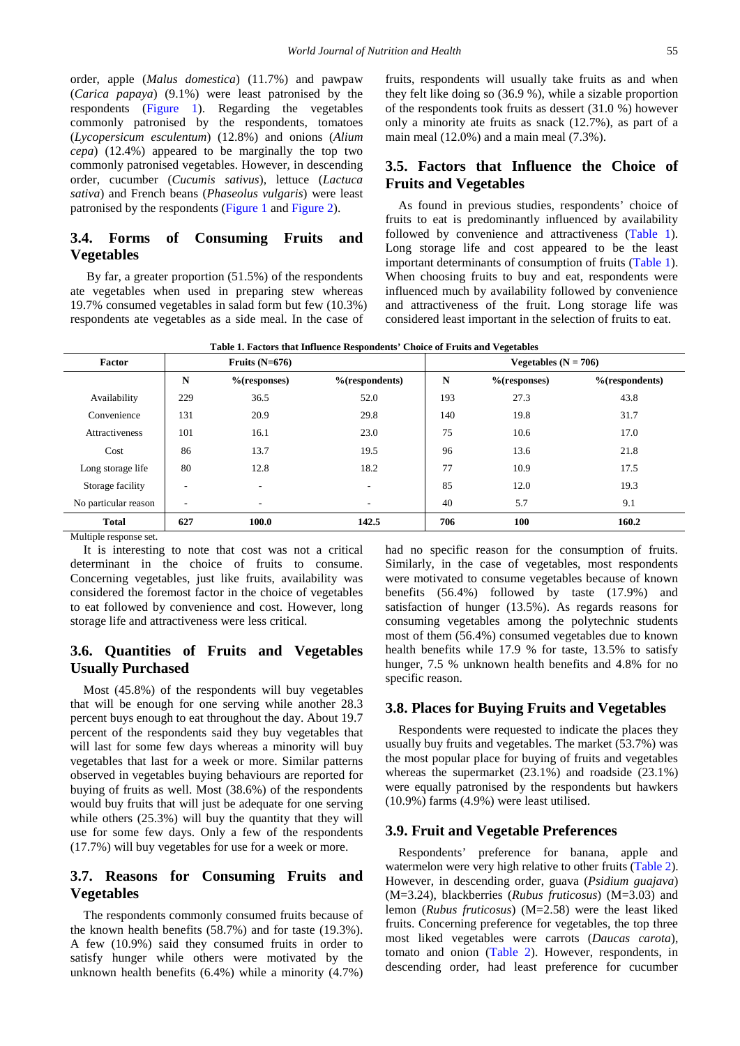order, apple (*Malus domestica*) (11.7%) and pawpaw (*Carica papaya*) (9.1%) were least patronised by the respondents (Figure 1). Regarding the vegetables commonly patronised by the respondents, tomatoes (*Lycopersicum esculentum*) (12.8%) and onions (*Alium cepa*) (12.4%) appeared to be marginally the top two commonly patronised vegetables. However, in descending order, cucumber (*Cucumis sativus*), lettuce (*Lactuca sativa*) and French beans (*Phaseolus vulgaris*) were least patronised by the respondents (Figure 1 and Figure 2).

### 3.4. Forms of Consuming Fruits and Vegetables

By far, a greater proportion (51.5%) of the respondents ate vegetables when used in preparing stew whereas 19.7% consumed vegetables in salad form but few (10.3%) respondents ate vegetables as a side meal. In the case of fruits, respondents will usually take fruits as and when they felt like doing so (36.9 %), while a sizable proportion of the respondents took fruits as dessert (31.0 %) however only a minority ate fruits as snack (12.7%), as part of a main meal (12.0%) and a main meal (7.3%).

### 3.5. Factors that Influence the Choice of Fruits and Vegetables

As found in previous studies, respondents' choice of fruits to eat is predominantly influenced by availability followed by convenience and attractiveness (Table 1). Long storage life and cost appeared to be the least important determinants of consumption of fruits (Table 1). When choosing fruits to buy and eat, respondents were influenced much by availability followed by convenience and attractiveness of the fruit. Long storage life was considered least important in the selection of fruits to eat.

**Table 1. Factors that Influence Respondents' Choice of Fruits and Vegetables**

| Factor | Fruits (N=676) | | | Vegetables (N = 706) | | |
|---|---|---|---|---|---|---|
| | N | %(responses) | %(respondents) | N | %(responses) | %(respondents) |
| Availability | 229 | 36.5 | 52.0 | 193 | 27.3 | 43.8 |
| Convenience | 131 | 20.9 | 29.8 | 140 | 19.8 | 31.7 |
| Attractiveness | 101 | 16.1 | 23.0 | 75 | 10.6 | 17.0 |
| Cost | 86 | 13.7 | 19.5 | 96 | 13.6 | 21.8 |
| Long storage life | 80 | 12.8 | 18.2 | 77 | 10.9 | 17.5 |
| Storage facility | - | - | - | 85 | 12.0 | 19.3 |
| No particular reason | - | - | - | 40 | 5.7 | 9.1 |
| **Total** | **627** | **100.0** | **142.5** | **706** | **100** | **160.2** |

Multiple response set.

It is interesting to note that cost was not a critical determinant in the choice of fruits to consume. Concerning vegetables, just like fruits, availability was considered the foremost factor in the choice of vegetables to eat followed by convenience and cost. However, long storage life and attractiveness were less critical.

### 3.6. Quantities of Fruits and Vegetables Usually Purchased

Most (45.8%) of the respondents will buy vegetables that will be enough for one serving while another 28.3 percent buys enough to eat throughout the day. About 19.7 percent of the respondents said they buy vegetables that will last for some few days whereas a minority will buy vegetables that last for a week or more. Similar patterns observed in vegetables buying behaviours are reported for buying of fruits as well. Most (38.6%) of the respondents would buy fruits that will just be adequate for one serving while others (25.3%) will buy the quantity that they will use for some few days. Only a few of the respondents (17.7%) will buy vegetables for use for a week or more.

### 3.7. Reasons for Consuming Fruits and Vegetables

The respondents commonly consumed fruits because of the known health benefits (58.7%) and for taste (19.3%). A few (10.9%) said they consumed fruits in order to satisfy hunger while others were motivated by the unknown health benefits (6.4%) while a minority (4.7%) had no specific reason for the consumption of fruits. Similarly, in the case of vegetables, most respondents were motivated to consume vegetables because of known benefits (56.4%) followed by taste (17.9%) and satisfaction of hunger (13.5%). As regards reasons for consuming vegetables among the polytechnic students most of them (56.4%) consumed vegetables due to known health benefits while 17.9 % for taste, 13.5% to satisfy hunger, 7.5 % unknown health benefits and 4.8% for no specific reason.

### 3.8. Places for Buying Fruits and Vegetables

Respondents were requested to indicate the places they usually buy fruits and vegetables. The market (53.7%) was the most popular place for buying of fruits and vegetables whereas the supermarket (23.1%) and roadside (23.1%) were equally patronised by the respondents but hawkers (10.9%) farms (4.9%) were least utilised.

### 3.9. Fruit and Vegetable Preferences

Respondents' preference for banana, apple and watermelon were very high relative to other fruits (Table 2). However, in descending order, guava (*Psidium guajava*) (M=3.24), blackberries (*Rubus fruticosus*) (M=3.03) and lemon (*Rubus fruticosus*) (M=2.58) were the least liked fruits. Concerning preference for vegetables, the top three most liked vegetables were carrots (*Daucas carota*), tomato and onion (Table 2). However, respondents, in descending order, had least preference for cucumber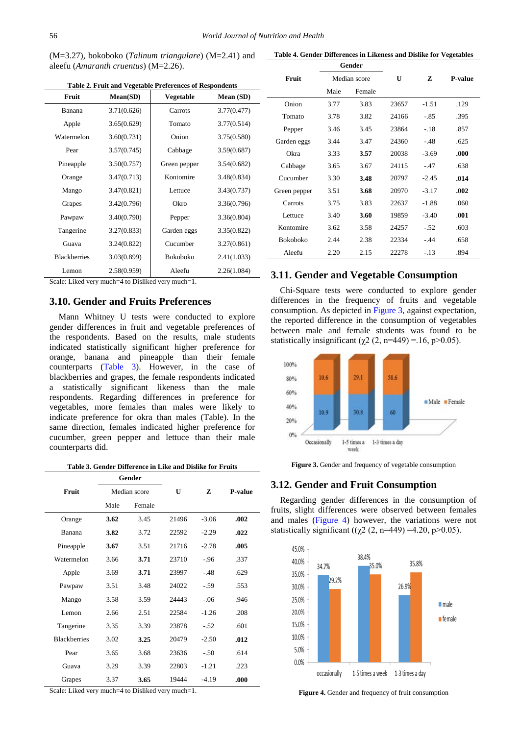(M=3.27), bokoboko (*Talinum triangulare*) (M=2.41) and aleefu (*Amaranth cruentus*) (M=2.26).

**Table 2. Fruit and Vegetable Preferences of Respondents**

| Fruit | Mean(SD) | Vegetable | Mean (SD) |
|---|---|---|---|
| Banana | 3.71(0.626) | Carrots | 3.77(0.477) |
| Apple | 3.65(0.629) | Tomato | 3.77(0.514) |
| Watermelon | 3.60(0.731) | Onion | 3.75(0.580) |
| Pear | 3.57(0.745) | Cabbage | 3.59(0.687) |
| Pineapple | 3.50(0.757) | Green pepper | 3.54(0.682) |
| Orange | 3.47(0.713) | Kontomire | 3.48(0.834) |
| Mango | 3.47(0.821) | Lettuce | 3.43(0.737) |
| Grapes | 3.42(0.796) | Okro | 3.36(0.796) |
| Pawpaw | 3.40(0.790) | Pepper | 3.36(0.804) |
| Tangerine | 3.27(0.833) | Garden eggs | 3.35(0.822) |
| Guava | 3.24(0.822) | Cucumber | 3.27(0.861) |
| Blackberries | 3.03(0.899) | Bokoboko | 2.41(1.033) |
| Lemon | 2.58(0.959) | Aleefu | 2.26(1.084) |

Scale: Liked very much=4 to Disliked very much=1.

## 3.10. Gender and Fruits Preferences

Mann Whitney U tests were conducted to explore gender differences in fruit and vegetable preferences of the respondents. Based on the results, male students indicated statistically significant higher preference for orange, banana and pineapple than their female counterparts (Table 3). However, in the case of blackberries and grapes, the female respondents indicated a statistically significant likeness than the male respondents. Regarding differences in preference for vegetables, more females than males were likely to indicate preference for okra than males (Table). In the same direction, females indicated higher preference for cucumber, green pepper and lettuce than their male counterparts did.

**Table 3. Gender Difference in Like and Dislike for Fruits**

| Fruit | Gender | | U | Z | P-value |
|---|---|---|---|---|---|
| | Median score | | | | |
| | Male | Female | | | |
| Orange | **3.62** | 3.45 | 21496 | -3.06 | **.002** |
| Banana | **3.82** | 3.72 | 22592 | -2.29 | **.022** |
| Pineapple | **3.67** | 3.51 | 21716 | -2.78 | **.005** |
| Watermelon | 3.66 | **3.71** | 23710 | -.96 | .337 |
| Apple | 3.69 | **3.71** | 23997 | -.48 | .629 |
| Pawpaw | 3.51 | 3.48 | 24022 | -.59 | .553 |
| Mango | 3.58 | 3.59 | 24443 | -.06 | .946 |
| Lemon | 2.66 | 2.51 | 22584 | -1.26 | .208 |
| Tangerine | 3.35 | 3.39 | 23878 | -.52 | .601 |
| Blackberries | 3.02 | **3.25** | 20479 | -2.50 | **.012** |
| Pear | 3.65 | 3.68 | 23636 | -.50 | .614 |
| Guava | 3.29 | 3.39 | 22803 | -1.21 | .223 |
| Grapes | 3.37 | **3.65** | 19444 | -4.19 | **.000** |

Scale: Liked very much=4 to Disliked very much=1.

**Table 4. Gender Differences in Likeness and Dislike for Vegetables**

| Fruit | Gender | | U | Z | P-value |
|---|---|---|---|---|---|
| | Median score | | | | |
| | Male | Female | | | |
| Onion | 3.77 | 3.83 | 23657 | -1.51 | .129 |
| Tomato | 3.78 | 3.82 | 24166 | -.85 | .395 |
| Pepper | 3.46 | 3.45 | 23864 | -.18 | .857 |
| Garden eggs | 3.44 | 3.47 | 24360 | -.48 | .625 |
| Okra | 3.33 | **3.57** | 20038 | -3.69 | **.000** |
| Cabbage | 3.65 | 3.67 | 24115 | -.47 | .638 |
| Cucumber | 3.30 | **3.48** | 20797 | -2.45 | **.014** |
| Green pepper | 3.51 | **3.68** | 20970 | -3.17 | **.002** |
| Carrots | 3.75 | 3.83 | 22637 | -1.88 | .060 |
| Lettuce | 3.40 | **3.60** | 19859 | -3.40 | **.001** |
| Kontomire | 3.62 | 3.58 | 24257 | -.52 | .603 |
| Bokoboko | 2.44 | 2.38 | 22334 | -.44 | .658 |
| Aleefu | 2.20 | 2.15 | 22278 | -.13 | .894 |

## 3.11. Gender and Vegetable Consumption

Chi-Square tests were conducted to explore gender differences in the frequency of fruits and vegetable consumption. As depicted in Figure 3, against expectation, the reported difference in the consumption of vegetables between male and female students was found to be statistically insignificant ($\chi 2$ (2, n=449) =.16, p>0.05).

**Figure 3.** Gender and frequency of vegetable consumption

## 3.12. Gender and Fruit Consumption

Regarding gender differences in the consumption of fruits, slight differences were observed between females and males (Figure 4) however, the variations were not statistically significant (($\chi 2$ (2, n=449) =4.20, p>0.05).

**Figure 4.** Gender and frequency of fruit consumption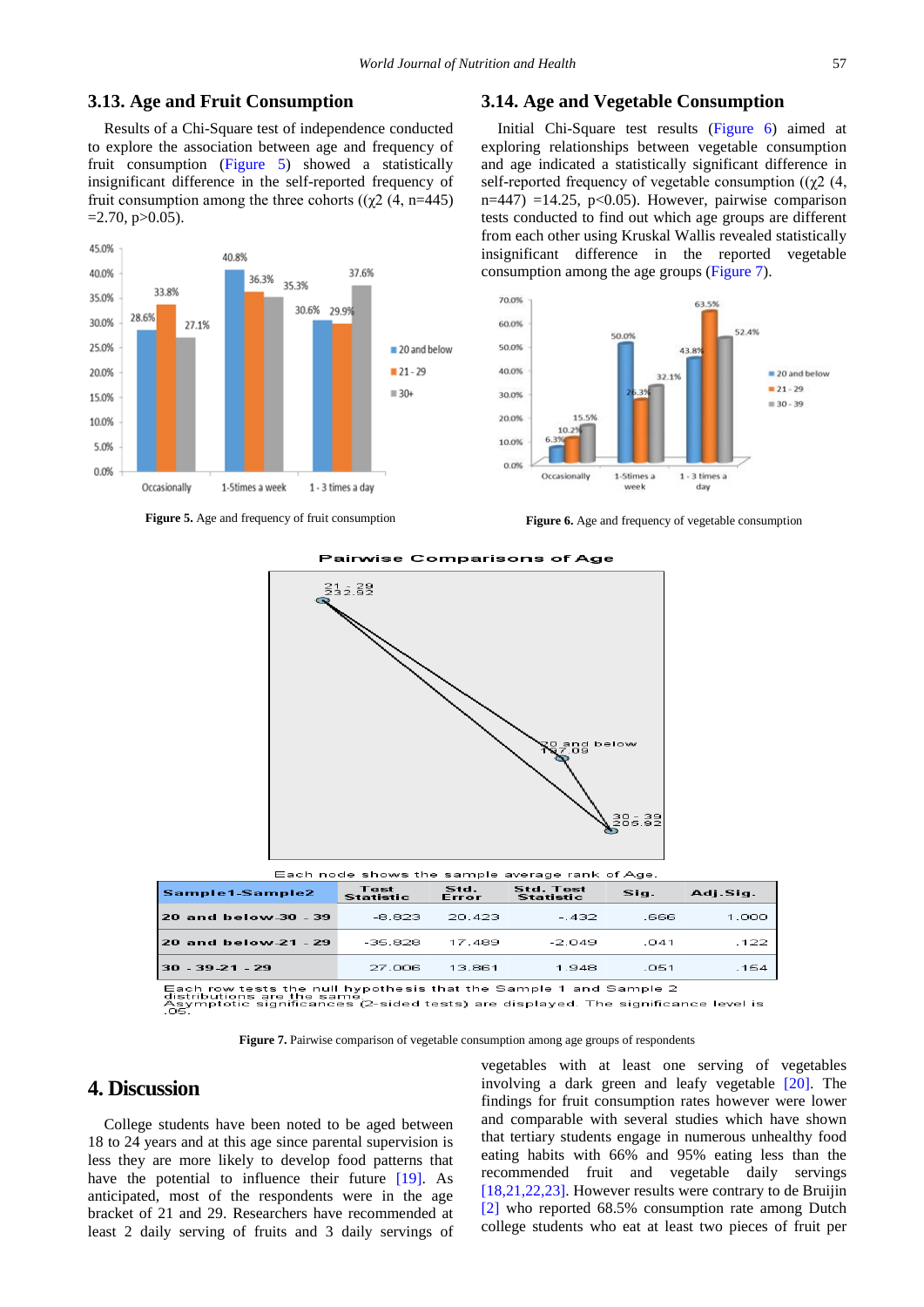### 3.13. Age and Fruit Consumption

Results of a Chi-Square test of independence conducted to explore the association between age and frequency of fruit consumption (Figure 5) showed a statistically insignificant difference in the self-reported frequency of fruit consumption among the three cohorts (($\chi2$ (4, n=445) =2.70, p>0.05).

**Figure 5.** Age and frequency of fruit consumption

### 3.14. Age and Vegetable Consumption

Initial Chi-Square test results (Figure 6) aimed at exploring relationships between vegetable consumption and age indicated a statistically significant difference in self-reported frequency of vegetable consumption (($\chi2$ (4, n=447) =14.25, p<0.05). However, pairwise comparison tests conducted to find out which age groups are different from each other using Kruskal Wallis revealed statistically insignificant difference in the reported vegetable consumption among the age groups (Figure 7).

**Figure 6.** Age and frequency of vegetable consumption

Pairwise Comparisons of Age

Each node shows the sample average rank of Age.

| Sample1-Sample2 | Test Statistic | Std. Error | Std. Test Statistic | Sig. | Adj.Sig. |
|---|---|---|---|---|---|
| 20 and below-30 - 39 | -8.823 | 20.423 | -.432 | .666 | 1.000 |
| 20 and below-21 - 29 | -35.828 | 17.489 | -2.049 | .041 | .122 |
| 30 - 39-21 - 29 | 27.006 | 13.861 | 1.948 | .051 | .154 |

Each row tests the null hypothesis that the Sample 1 and Sample 2 distributions are the same.
Asymptotic significances (2-sided tests) are displayed. The significance level is .05.

**Figure 7.** Pairwise comparison of vegetable consumption among age groups of respondents

## 4. Discussion

College students have been noted to be aged between 18 to 24 years and at this age since parental supervision is less they are more likely to develop food patterns that have the potential to influence their future [19]. As anticipated, most of the respondents were in the age bracket of 21 and 29. Researchers have recommended at least 2 daily serving of fruits and 3 daily servings of vegetables with at least one serving of vegetables involving a dark green and leafy vegetable [20]. The findings for fruit consumption rates however were lower and comparable with several studies which have shown that tertiary students engage in numerous unhealthy food eating habits with 66% and 95% eating less than the recommended fruit and vegetable daily servings [18,21,22,23]. However results were contrary to de Bruijin [2] who reported 68.5% consumption rate among Dutch college students who eat at least two pieces of fruit per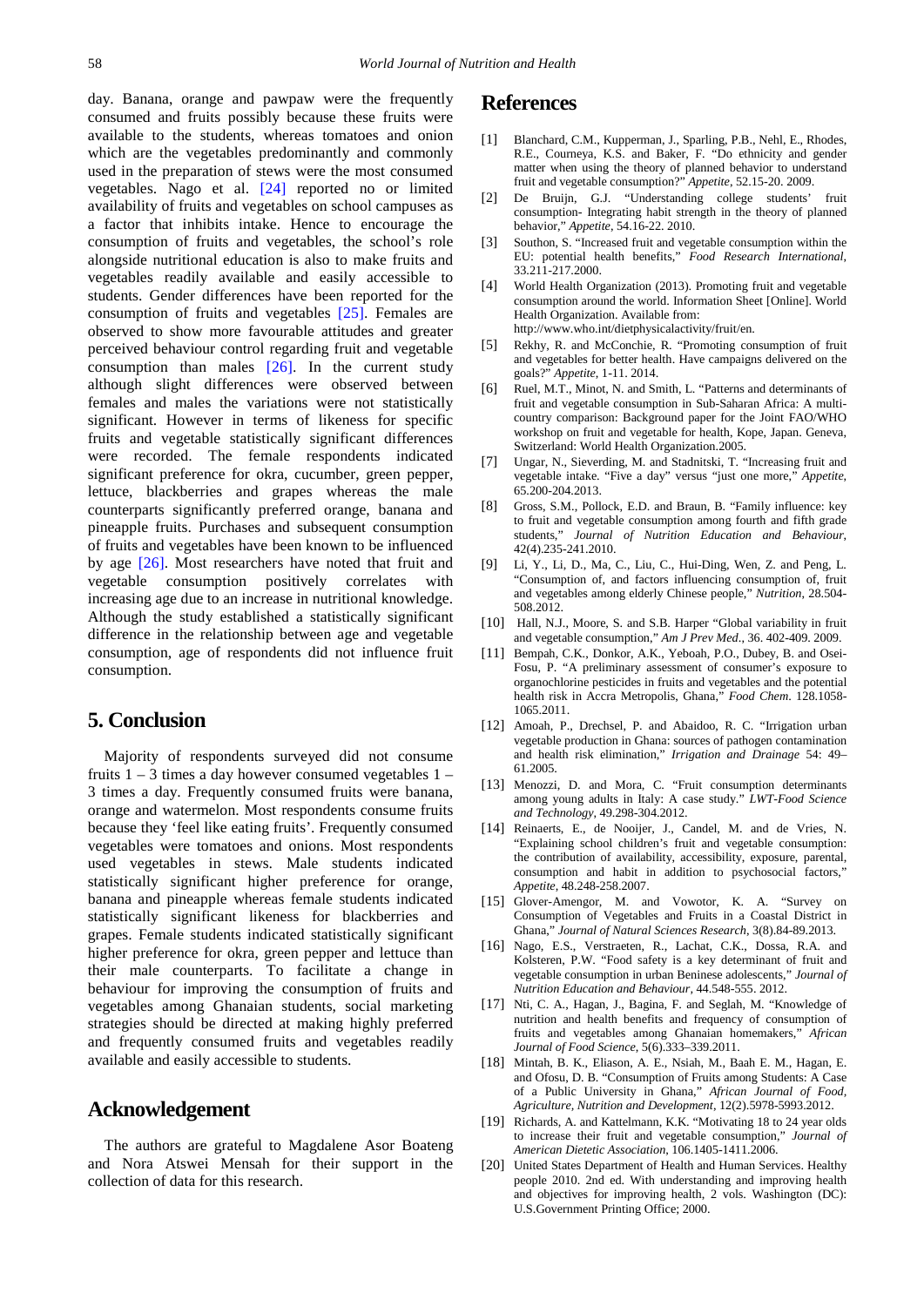day. Banana, orange and pawpaw were the frequently consumed and fruits possibly because these fruits were available to the students, whereas tomatoes and onion which are the vegetables predominantly and commonly used in the preparation of stews were the most consumed vegetables. Nago et al. [24] reported no or limited availability of fruits and vegetables on school campuses as a factor that inhibits intake. Hence to encourage the consumption of fruits and vegetables, the school's role alongside nutritional education is also to make fruits and vegetables readily available and easily accessible to students. Gender differences have been reported for the consumption of fruits and vegetables [25]. Females are observed to show more favourable attitudes and greater perceived behaviour control regarding fruit and vegetable consumption than males [26]. In the current study although slight differences were observed between females and males the variations were not statistically significant. However in terms of likeness for specific fruits and vegetable statistically significant differences were recorded. The female respondents indicated significant preference for okra, cucumber, green pepper, lettuce, blackberries and grapes whereas the male counterparts significantly preferred orange, banana and pineapple fruits. Purchases and subsequent consumption of fruits and vegetables have been known to be influenced by age [26]. Most researchers have noted that fruit and vegetable consumption positively correlates with increasing age due to an increase in nutritional knowledge. Although the study established a statistically significant difference in the relationship between age and vegetable consumption, age of respondents did not influence fruit consumption.

## 5. Conclusion

Majority of respondents surveyed did not consume fruits 1 – 3 times a day however consumed vegetables 1 – 3 times a day. Frequently consumed fruits were banana, orange and watermelon. Most respondents consume fruits because they 'feel like eating fruits'. Frequently consumed vegetables were tomatoes and onions. Most respondents used vegetables in stews. Male students indicated statistically significant higher preference for orange, banana and pineapple whereas female students indicated statistically significant likeness for blackberries and grapes. Female students indicated statistically significant higher preference for okra, green pepper and lettuce than their male counterparts. To facilitate a change in behaviour for improving the consumption of fruits and vegetables among Ghanaian students, social marketing strategies should be directed at making highly preferred and frequently consumed fruits and vegetables readily available and easily accessible to students.

## Acknowledgement

The authors are grateful to Magdalene Asor Boateng and Nora Atswei Mensah for their support in the collection of data for this research.

## References

[1] Blanchard, C.M., Kupperman, J., Sparling, P.B., Nehl, E., Rhodes, R.E., Courneya, K.S. and Baker, F. "Do ethnicity and gender matter when using the theory of planned behavior to understand fruit and vegetable consumption?" *Appetite*, 52.15-20. 2009.

[2] De Bruijn, G.J. "Understanding college students' fruit consumption- Integrating habit strength in the theory of planned behavior," *Appetite*, 54.16-22. 2010.

[3] Southon, S. "Increased fruit and vegetable consumption within the EU: potential health benefits," *Food Research International*, 33.211-217.2000.

[4] World Health Organization (2013). Promoting fruit and vegetable consumption around the world. Information Sheet [Online]. World Health Organization. Available from: http://www.who.int/dietphysicalactivity/fruit/en.

[5] Rekhy, R. and McConchie, R. "Promoting consumption of fruit and vegetables for better health. Have campaigns delivered on the goals?" *Appetite*, 1-11. 2014.

[6] Ruel, M.T., Minot, N. and Smith, L. "Patterns and determinants of fruit and vegetable consumption in Sub-Saharan Africa: A multi-country comparison: Background paper for the Joint FAO/WHO workshop on fruit and vegetable for health, Kope, Japan. Geneva, Switzerland: World Health Organization.2005.

[7] Ungar, N., Sieverding, M. and Stadnitski, T. "Increasing fruit and vegetable intake. "Five a day" versus "just one more," *Appetite*, 65.200-204.2013.

[8] Gross, S.M., Pollock, E.D. and Braun, B. "Family influence: key to fruit and vegetable consumption among fourth and fifth grade students," *Journal of Nutrition Education and Behaviour*, 42(4).235-241.2010.

[9] Li, Y., Li, D., Ma, C., Liu, C., Hui-Ding, Wen, Z. and Peng, L. "Consumption of, and factors influencing consumption of, fruit and vegetables among elderly Chinese people," *Nutrition*, 28.504-508.2012.

[10] Hall, N.J., Moore, S. and S.B. Harper "Global variability in fruit and vegetable consumption," *Am J Prev Med*., 36. 402-409. 2009.

[11] Bempah, C.K., Donkor, A.K., Yeboah, P.O., Dubey, B. and Osei-Fosu, P. "A preliminary assessment of consumer's exposure to organochlorine pesticides in fruits and vegetables and the potential health risk in Accra Metropolis, Ghana," *Food Chem*. 128.1058-1065.2011.

[12] Amoah, P., Drechsel, P. and Abaidoo, R. C. "Irrigation urban vegetable production in Ghana: sources of pathogen contamination and health risk elimination," *Irrigation and Drainage* 54: 49–61.2005.

[13] Menozzi, D. and Mora, C. "Fruit consumption determinants among young adults in Italy: A case study." *LWT-Food Science and Technology*, 49.298-304.2012.

[14] Reinaerts, E., de Nooijer, J., Candel, M. and de Vries, N. "Explaining school children's fruit and vegetable consumption: the contribution of availability, accessibility, exposure, parental, consumption and habit in addition to psychosocial factors," *Appetite*, 48.248-258.2007.

[15] Glover-Amengor, M. and Vowotor, K. A. "Survey on Consumption of Vegetables and Fruits in a Coastal District in Ghana," *Journal of Natural Sciences Research*, 3(8).84-89.2013.

[16] Nago, E.S., Verstraeten, R., Lachat, C.K., Dossa, R.A. and Kolsteren, P.W. "Food safety is a key determinant of fruit and vegetable consumption in urban Beninese adolescents," *Journal of Nutrition Education and Behaviour*, 44.548-555. 2012.

[17] Nti, C. A., Hagan, J., Bagina, F. and Seglah, M. "Knowledge of nutrition and health benefits and frequency of consumption of fruits and vegetables among Ghanaian homemakers," *African Journal of Food Science*, 5(6).333–339.2011.

[18] Mintah, B. K., Eliason, A. E., Nsiah, M., Baah E. M., Hagan, E. and Ofosu, D. B. "Consumption of Fruits among Students: A Case of a Public University in Ghana," *African Journal of Food, Agriculture, Nutrition and Development*, 12(2).5978-5993.2012.

[19] Richards, A. and Kattelmann, K.K. "Motivating 18 to 24 year olds to increase their fruit and vegetable consumption," *Journal of American Dietetic Association*, 106.1405-1411.2006.

[20] United States Department of Health and Human Services. Healthy people 2010. 2nd ed. With understanding and improving health and objectives for improving health, 2 vols. Washington (DC): U.S.Government Printing Office; 2000.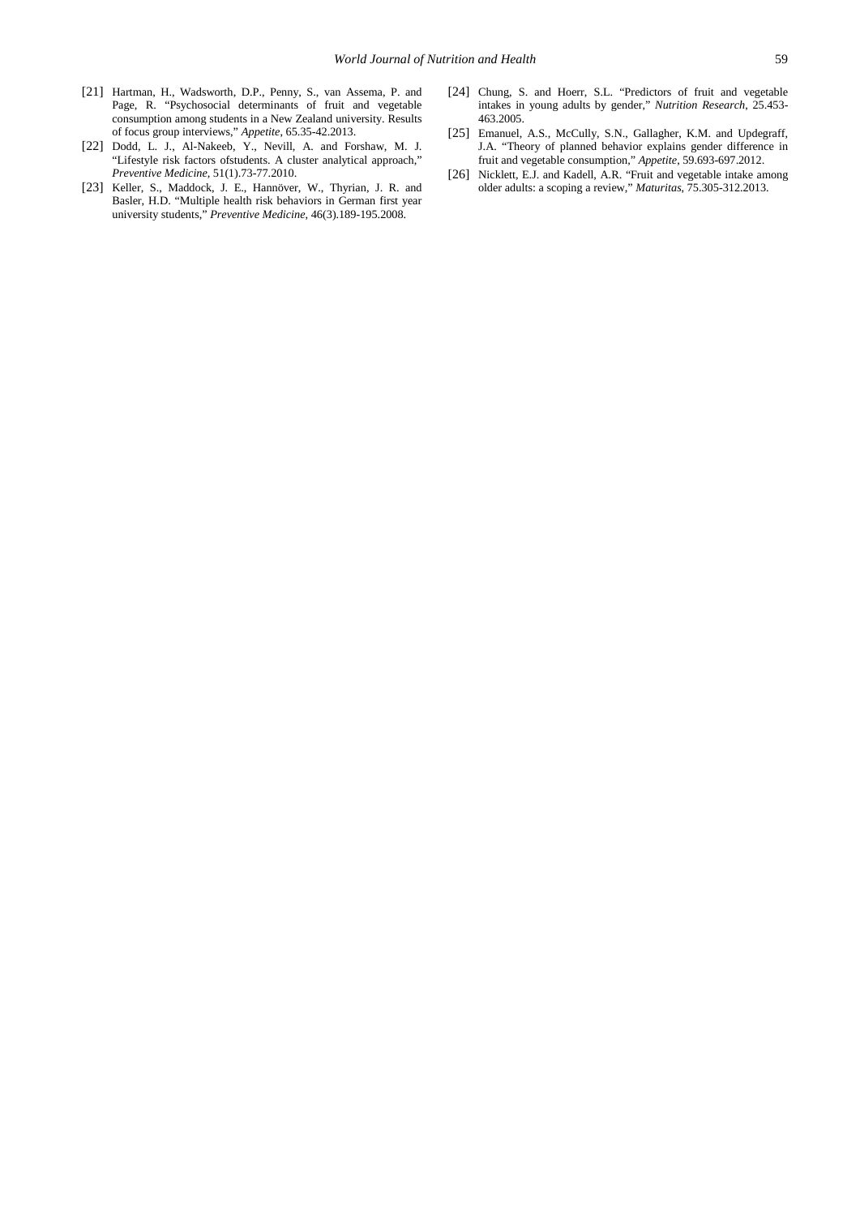[21] Hartman, H., Wadsworth, D.P., Penny, S., van Assema, P. and Page, R. "Psychosocial determinants of fruit and vegetable consumption among students in a New Zealand university. Results of focus group interviews," *Appetite*, 65.35-42.2013.

[22] Dodd, L. J., Al-Nakeeb, Y., Nevill, A. and Forshaw, M. J. "Lifestyle risk factors ofstudents. A cluster analytical approach," *Preventive Medicine*, 51(1).73-77.2010.

[23] Keller, S., Maddock, J. E., Hannöver, W., Thyrian, J. R. and Basler, H.D. "Multiple health risk behaviors in German first year university students," *Preventive Medicine*, 46(3).189-195.2008.

[24] Chung, S. and Hoerr, S.L. "Predictors of fruit and vegetable intakes in young adults by gender," *Nutrition Research*, 25.453-463.2005.

[25] Emanuel, A.S., McCully, S.N., Gallagher, K.M. and Updegraff, J.A. "Theory of planned behavior explains gender difference in fruit and vegetable consumption," *Appetite*, 59.693-697.2012.

[26] Nicklett, E.J. and Kadell, A.R. "Fruit and vegetable intake among older adults: a scoping a review," *Maturitas*, 75.305-312.2013.